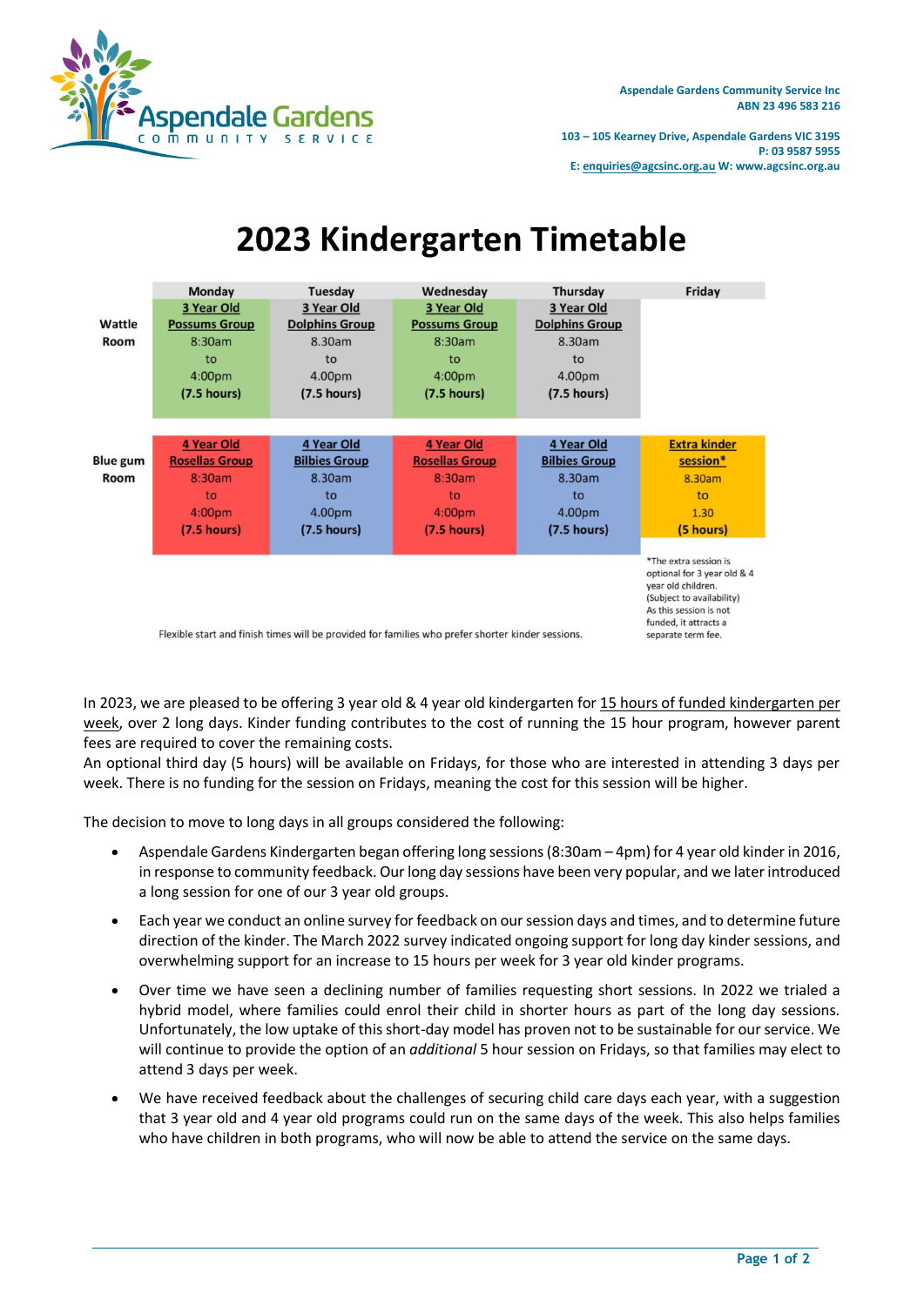Aspendale Gardens Community Service Inc
ABN 23 496 583 216

103 – 105 Kearney Drive, Aspendale Gardens VIC 3195
P: 03 9587 5955
E: enquiries@agcsinc.org.au W: www.agcsinc.org.au

# 2023 Kindergarten Timetable

| | Monday | Tuesday | Wednesday | Thursday | Friday |
|---|---|---|---|---|---|
| **Wattle Room** | **3 Year Old Possums Group** 8:30am to 4:00pm **(7.5 hours)** | **3 Year Old Dolphins Group** 8.30am to 4.00pm **(7.5 hours)** | **3 Year Old Possums Group** 8:30am to 4:00pm **(7.5 hours)** | **3 Year Old Dolphins Group** 8.30am to 4.00pm **(7.5 hours)** | |
| **Blue gum Room** | **4 Year Old Rosellas Group** 8:30am to 4:00pm **(7.5 hours)** | **4 Year Old Bilbies Group** 8.30am to 4.00pm **(7.5 hours)** | **4 Year Old Rosellas Group** 8:30am to 4:00pm **(7.5 hours)** | **4 Year Old Bilbies Group** 8.30am to 4.00pm **(7.5 hours)** | **Extra kinder session*** 8.30am to 1.30 **(5 hours)** |

*The extra session is optional for 3 year old & 4 year old children. (Subject to availability) As this session is not funded, it attracts a separate term fee.

Flexible start and finish times will be provided for families who prefer shorter kinder sessions.

In 2023, we are pleased to be offering 3 year old & 4 year old kindergarten for 15 hours of funded kindergarten per week, over 2 long days. Kinder funding contributes to the cost of running the 15 hour program, however parent fees are required to cover the remaining costs.
An optional third day (5 hours) will be available on Fridays, for those who are interested in attending 3 days per week. There is no funding for the session on Fridays, meaning the cost for this session will be higher.

The decision to move to long days in all groups considered the following:

- Aspendale Gardens Kindergarten began offering long sessions (8:30am – 4pm) for 4 year old kinder in 2016, in response to community feedback. Our long day sessions have been very popular, and we later introduced a long session for one of our 3 year old groups.
- Each year we conduct an online survey for feedback on our session days and times, and to determine future direction of the kinder. The March 2022 survey indicated ongoing support for long day kinder sessions, and overwhelming support for an increase to 15 hours per week for 3 year old kinder programs.
- Over time we have seen a declining number of families requesting short sessions. In 2022 we trialed a hybrid model, where families could enrol their child in shorter hours as part of the long day sessions. Unfortunately, the low uptake of this short-day model has proven not to be sustainable for our service. We will continue to provide the option of an *additional* 5 hour session on Fridays, so that families may elect to attend 3 days per week.
- We have received feedback about the challenges of securing child care days each year, with a suggestion that 3 year old and 4 year old programs could run on the same days of the week. This also helps families who have children in both programs, who will now be able to attend the service on the same days.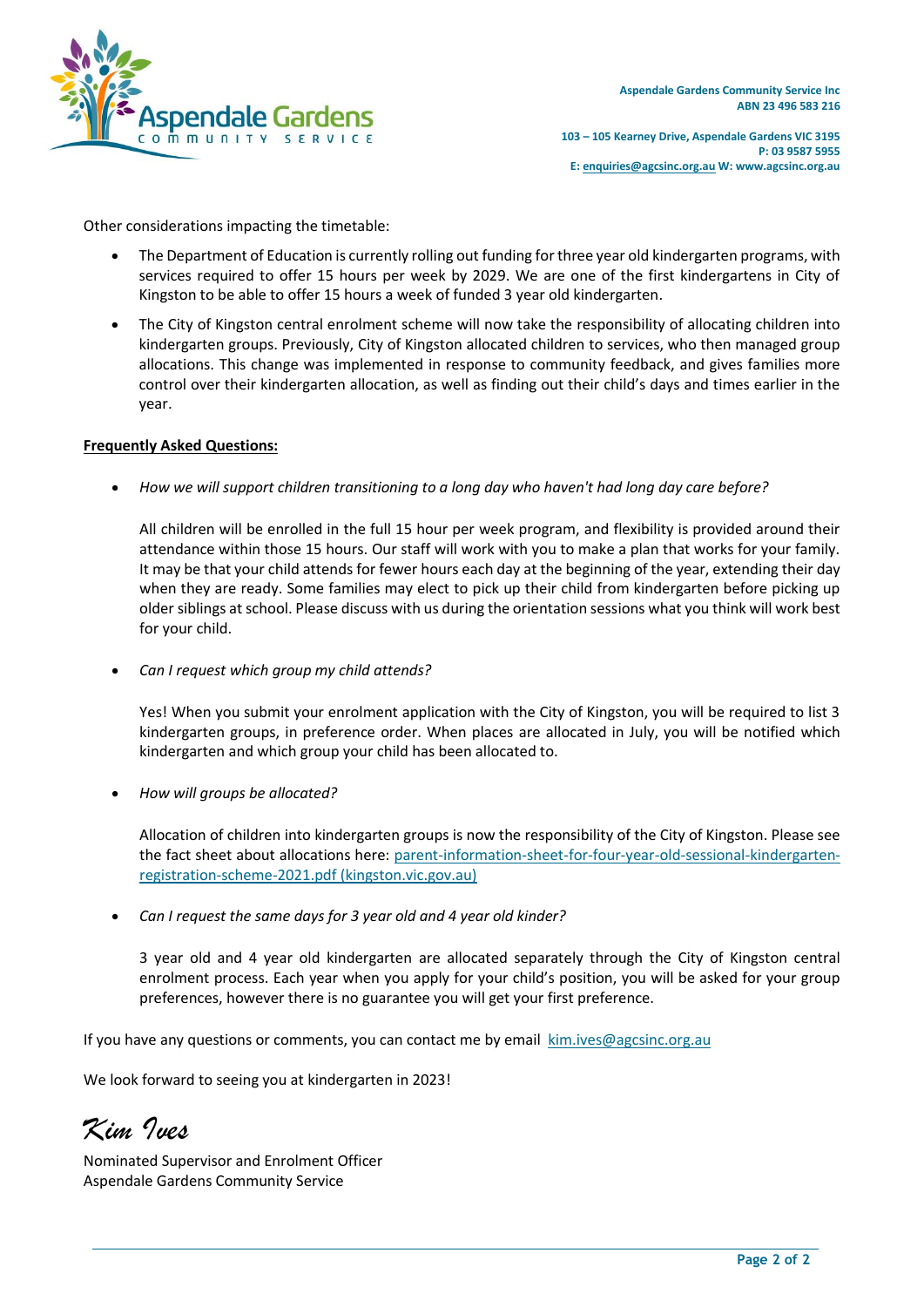Aspendale Gardens Community Service Inc
ABN 23 496 583 216

103 – 105 Kearney Drive, Aspendale Gardens VIC 3195
P: 03 9587 5955
E: enquiries@agcsinc.org.au W: www.agcsinc.org.au

Other considerations impacting the timetable:

- The Department of Education is currently rolling out funding for three year old kindergarten programs, with services required to offer 15 hours per week by 2029. We are one of the first kindergartens in City of Kingston to be able to offer 15 hours a week of funded 3 year old kindergarten.
- The City of Kingston central enrolment scheme will now take the responsibility of allocating children into kindergarten groups. Previously, City of Kingston allocated children to services, who then managed group allocations. This change was implemented in response to community feedback, and gives families more control over their kindergarten allocation, as well as finding out their child's days and times earlier in the year.

**Frequently Asked Questions:**

- *How we will support children transitioning to a long day who haven't had long day care before?*

  All children will be enrolled in the full 15 hour per week program, and flexibility is provided around their attendance within those 15 hours. Our staff will work with you to make a plan that works for your family. It may be that your child attends for fewer hours each day at the beginning of the year, extending their day when they are ready. Some families may elect to pick up their child from kindergarten before picking up older siblings at school. Please discuss with us during the orientation sessions what you think will work best for your child.

- *Can I request which group my child attends?*

  Yes! When you submit your enrolment application with the City of Kingston, you will be required to list 3 kindergarten groups, in preference order. When places are allocated in July, you will be notified which kindergarten and which group your child has been allocated to.

- *How will groups be allocated?*

  Allocation of children into kindergarten groups is now the responsibility of the City of Kingston. Please see the fact sheet about allocations here: parent-information-sheet-for-four-year-old-sessional-kindergarten-registration-scheme-2021.pdf (kingston.vic.gov.au)

- *Can I request the same days for 3 year old and 4 year old kinder?*

  3 year old and 4 year old kindergarten are allocated separately through the City of Kingston central enrolment process. Each year when you apply for your child's position, you will be asked for your group preferences, however there is no guarantee you will get your first preference.

If you have any questions or comments, you can contact me by email kim.ives@agcsinc.org.au

We look forward to seeing you at kindergarten in 2023!

*Kim Ives*

Nominated Supervisor and Enrolment Officer
Aspendale Gardens Community Service